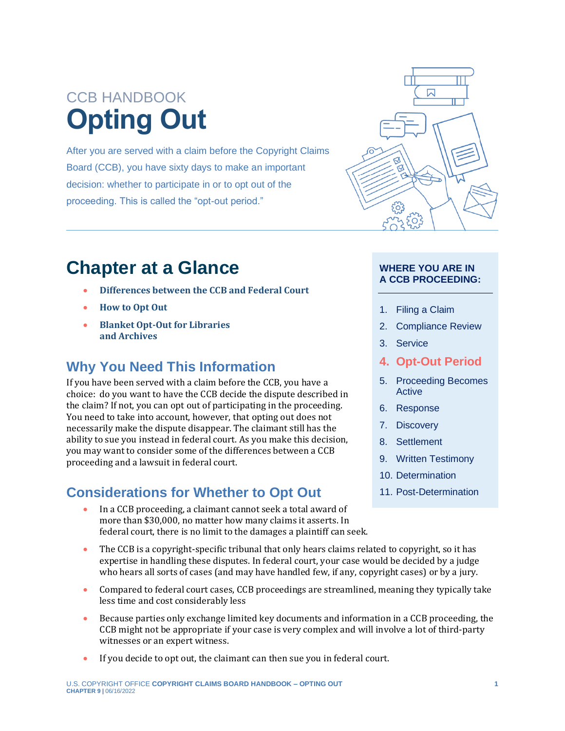CCB HANDBOOK

# Opting Out

After you are served with a claim before the Copyright Claims Board (CCB), you have sixty days to make an important decision: whether to participate in or to opt out of the proceeding. This is called the "opt-out period."

## Chapter at a Glance

- **Differences between the CCB and Federal Court**
- **How to Opt Out**
- **Blanket Opt-Out for Libraries and Archives**

**WHERE YOU ARE IN A CCB PROCEEDING:**

1. Filing a Claim
2. Compliance Review
3. Service
4. **Opt-Out Period**
5. Proceeding Becomes Active
6. Response
7. Discovery
8. Settlement
9. Written Testimony
10. Determination
11. Post-Determination

### Why You Need This Information

If you have been served with a claim before the CCB, you have a choice: do you want to have the CCB decide the dispute described in the claim? If not, you can opt out of participating in the proceeding. You need to take into account, however, that opting out does not necessarily make the dispute disappear. The claimant still has the ability to sue you instead in federal court. As you make this decision, you may want to consider some of the differences between a CCB proceeding and a lawsuit in federal court.

### Considerations for Whether to Opt Out

- In a CCB proceeding, a claimant cannot seek a total award of more than $30,000, no matter how many claims it asserts. In federal court, there is no limit to the damages a plaintiff can seek.
- The CCB is a copyright-specific tribunal that only hears claims related to copyright, so it has expertise in handling these disputes. In federal court, your case would be decided by a judge who hears all sorts of cases (and may have handled few, if any, copyright cases) or by a jury.
- Compared to federal court cases, CCB proceedings are streamlined, meaning they typically take less time and cost considerably less
- Because parties only exchange limited key documents and information in a CCB proceeding, the CCB might not be appropriate if your case is very complex and will involve a lot of third-party witnesses or an expert witness.
- If you decide to opt out, the claimant can then sue you in federal court.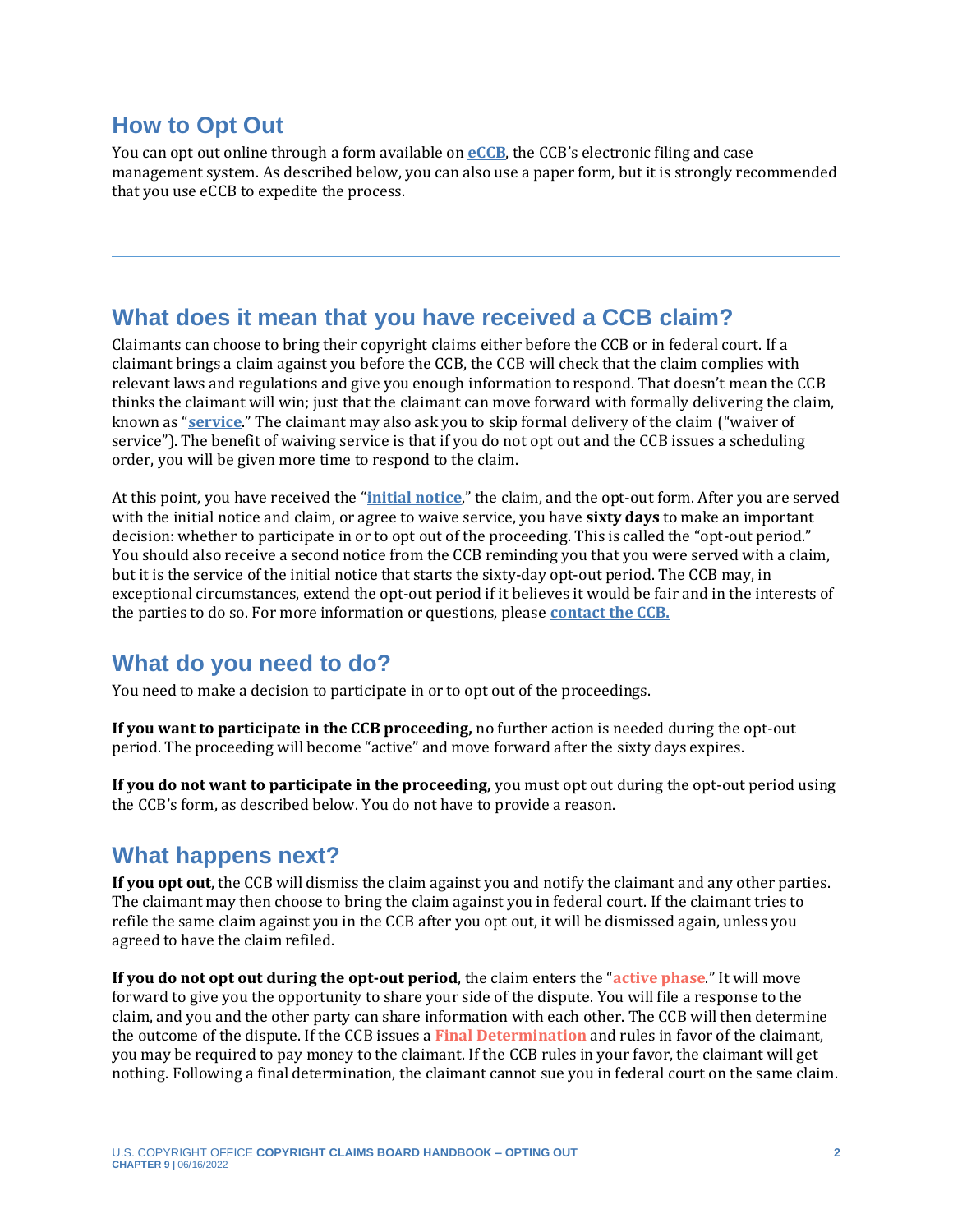## How to Opt Out

You can opt out online through a form available on **eCCB**, the CCB's electronic filing and case management system. As described below, you can also use a paper form, but it is strongly recommended that you use eCCB to expedite the process.

---

## What does it mean that you have received a CCB claim?

Claimants can choose to bring their copyright claims either before the CCB or in federal court. If a claimant brings a claim against you before the CCB, the CCB will check that the claim complies with relevant laws and regulations and give you enough information to respond. That doesn't mean the CCB thinks the claimant will win; just that the claimant can move forward with formally delivering the claim, known as "**service**." The claimant may also ask you to skip formal delivery of the claim ("waiver of service"). The benefit of waiving service is that if you do not opt out and the CCB issues a scheduling order, you will be given more time to respond to the claim.

At this point, you have received the "**initial notice**," the claim, and the opt-out form. After you are served with the initial notice and claim, or agree to waive service, you have **sixty days** to make an important decision: whether to participate in or to opt out of the proceeding. This is called the "opt-out period." You should also receive a second notice from the CCB reminding you that you were served with a claim, but it is the service of the initial notice that starts the sixty-day opt-out period. The CCB may, in exceptional circumstances, extend the opt-out period if it believes it would be fair and in the interests of the parties to do so. For more information or questions, please **contact the CCB.**

## What do you need to do?

You need to make a decision to participate in or to opt out of the proceedings.

**If you want to participate in the CCB proceeding,** no further action is needed during the opt-out period. The proceeding will become "active" and move forward after the sixty days expires.

**If you do not want to participate in the proceeding,** you must opt out during the opt-out period using the CCB's form, as described below. You do not have to provide a reason.

## What happens next?

**If you opt out**, the CCB will dismiss the claim against you and notify the claimant and any other parties. The claimant may then choose to bring the claim against you in federal court. If the claimant tries to refile the same claim against you in the CCB after you opt out, it will be dismissed again, unless you agreed to have the claim refiled.

**If you do not opt out during the opt-out period**, the claim enters the "**active phase**." It will move forward to give you the opportunity to share your side of the dispute. You will file a response to the claim, and you and the other party can share information with each other. The CCB will then determine the outcome of the dispute. If the CCB issues a **Final Determination** and rules in favor of the claimant, you may be required to pay money to the claimant. If the CCB rules in your favor, the claimant will get nothing. Following a final determination, the claimant cannot sue you in federal court on the same claim.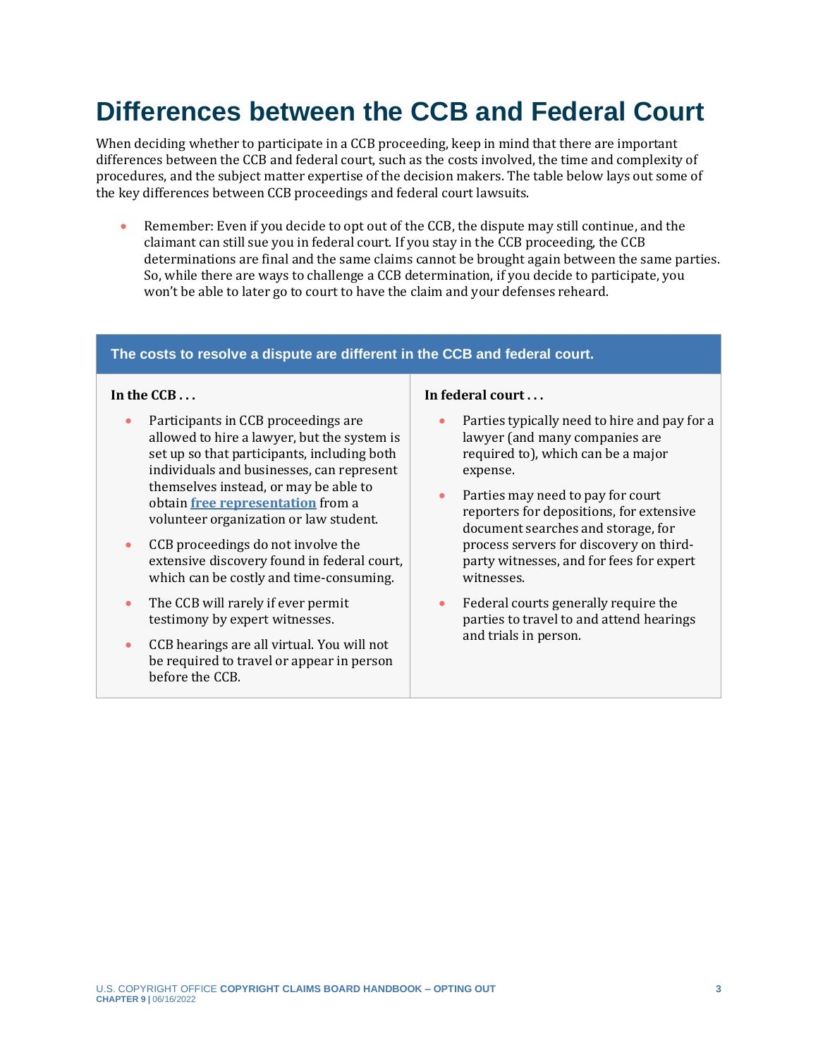# Differences between the CCB and Federal Court

When deciding whether to participate in a CCB proceeding, keep in mind that there are important differences between the CCB and federal court, such as the costs involved, the time and complexity of procedures, and the subject matter expertise of the decision makers. The table below lays out some of the key differences between CCB proceedings and federal court lawsuits.

- Remember: Even if you decide to opt out of the CCB, the dispute may still continue, and the claimant can still sue you in federal court. If you stay in the CCB proceeding, the CCB determinations are final and the same claims cannot be brought again between the same parties. So, while there are ways to challenge a CCB determination, if you decide to participate, you won't be able to later go to court to have the claim and your defenses reheard.

| The costs to resolve a dispute are different in the CCB and federal court. | |
|---|---|
| **In the CCB . . .** | **In federal court . . .** |
| • Participants in CCB proceedings are allowed to hire a lawyer, but the system is set up so that participants, including both individuals and businesses, can represent themselves instead, or may be able to obtain **free representation** from a volunteer organization or law student.<br>• CCB proceedings do not involve the extensive discovery found in federal court, which can be costly and time-consuming.<br>• The CCB will rarely if ever permit testimony by expert witnesses.<br>• CCB hearings are all virtual. You will not be required to travel or appear in person before the CCB. | • Parties typically need to hire and pay for a lawyer (and many companies are required to), which can be a major expense.<br>• Parties may need to pay for court reporters for depositions, for extensive document searches and storage, for process servers for discovery on third-party witnesses, and for fees for expert witnesses.<br>• Federal courts generally require the parties to travel to and attend hearings and trials in person. |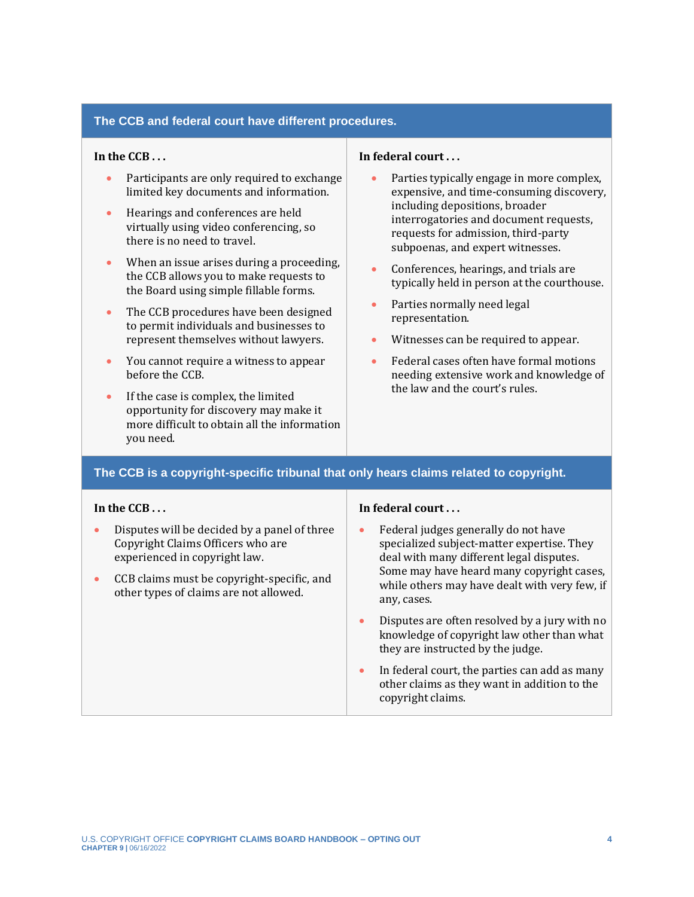| The CCB and federal court have different procedures. | |
|---|---|
| **In the CCB . . .**<br><br>• Participants are only required to exchange limited key documents and information.<br><br>• Hearings and conferences are held virtually using video conferencing, so there is no need to travel.<br><br>• When an issue arises during a proceeding, the CCB allows you to make requests to the Board using simple fillable forms.<br><br>• The CCB procedures have been designed to permit individuals and businesses to represent themselves without lawyers.<br><br>• You cannot require a witness to appear before the CCB.<br><br>• If the case is complex, the limited opportunity for discovery may make it more difficult to obtain all the information you need. | **In federal court . . .**<br><br>• Parties typically engage in more complex, expensive, and time-consuming discovery, including depositions, broader interrogatories and document requests, requests for admission, third-party subpoenas, and expert witnesses.<br><br>• Conferences, hearings, and trials are typically held in person at the courthouse.<br><br>• Parties normally need legal representation.<br><br>• Witnesses can be required to appear.<br><br>• Federal cases often have formal motions needing extensive work and knowledge of the law and the court's rules. |

| The CCB is a copyright-specific tribunal that only hears claims related to copyright. | |
|---|---|
| **In the CCB . . .**<br><br>• Disputes will be decided by a panel of three Copyright Claims Officers who are experienced in copyright law.<br><br>• CCB claims must be copyright-specific, and other types of claims are not allowed. | **In federal court . . .**<br><br>• Federal judges generally do not have specialized subject-matter expertise. They deal with many different legal disputes. Some may have heard many copyright cases, while others may have dealt with very few, if any, cases.<br><br>• Disputes are often resolved by a jury with no knowledge of copyright law other than what they are instructed by the judge.<br><br>• In federal court, the parties can add as many other claims as they want in addition to the copyright claims. |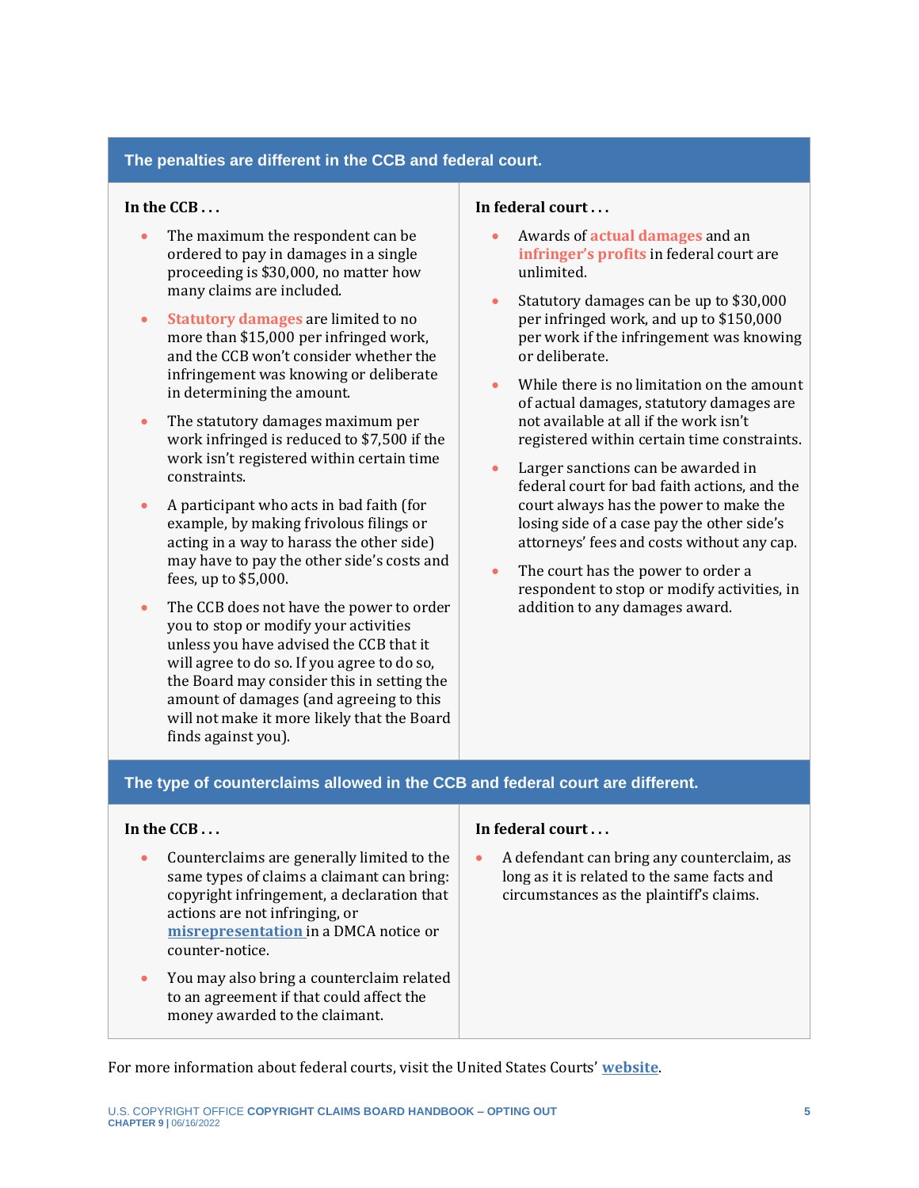## The penalties are different in the CCB and federal court.

**In the CCB . . .**

- The maximum the respondent can be ordered to pay in damages in a single proceeding is $30,000, no matter how many claims are included.
- Statutory damages are limited to no more than $15,000 per infringed work, and the CCB won't consider whether the infringement was knowing or deliberate in determining the amount.
- The statutory damages maximum per work infringed is reduced to $7,500 if the work isn't registered within certain time constraints.
- A participant who acts in bad faith (for example, by making frivolous filings or acting in a way to harass the other side) may have to pay the other side's costs and fees, up to $5,000.
- The CCB does not have the power to order you to stop or modify your activities unless you have advised the CCB that it will agree to do so. If you agree to do so, the Board may consider this in setting the amount of damages (and agreeing to this will not make it more likely that the Board finds against you).

**In federal court . . .**

- Awards of actual damages and an infringer's profits in federal court are unlimited.
- Statutory damages can be up to $30,000 per infringed work, and up to $150,000 per work if the infringement was knowing or deliberate.
- While there is no limitation on the amount of actual damages, statutory damages are not available at all if the work isn't registered within certain time constraints.
- Larger sanctions can be awarded in federal court for bad faith actions, and the court always has the power to make the losing side of a case pay the other side's attorneys' fees and costs without any cap.
- The court has the power to order a respondent to stop or modify activities, in addition to any damages award.

## The type of counterclaims allowed in the CCB and federal court are different.

**In the CCB . . .**

- Counterclaims are generally limited to the same types of claims a claimant can bring: copyright infringement, a declaration that actions are not infringing, or misrepresentation in a DMCA notice or counter-notice.
- You may also bring a counterclaim related to an agreement if that could affect the money awarded to the claimant.

**In federal court . . .**

- A defendant can bring any counterclaim, as long as it is related to the same facts and circumstances as the plaintiff's claims.

For more information about federal courts, visit the United States Courts' website.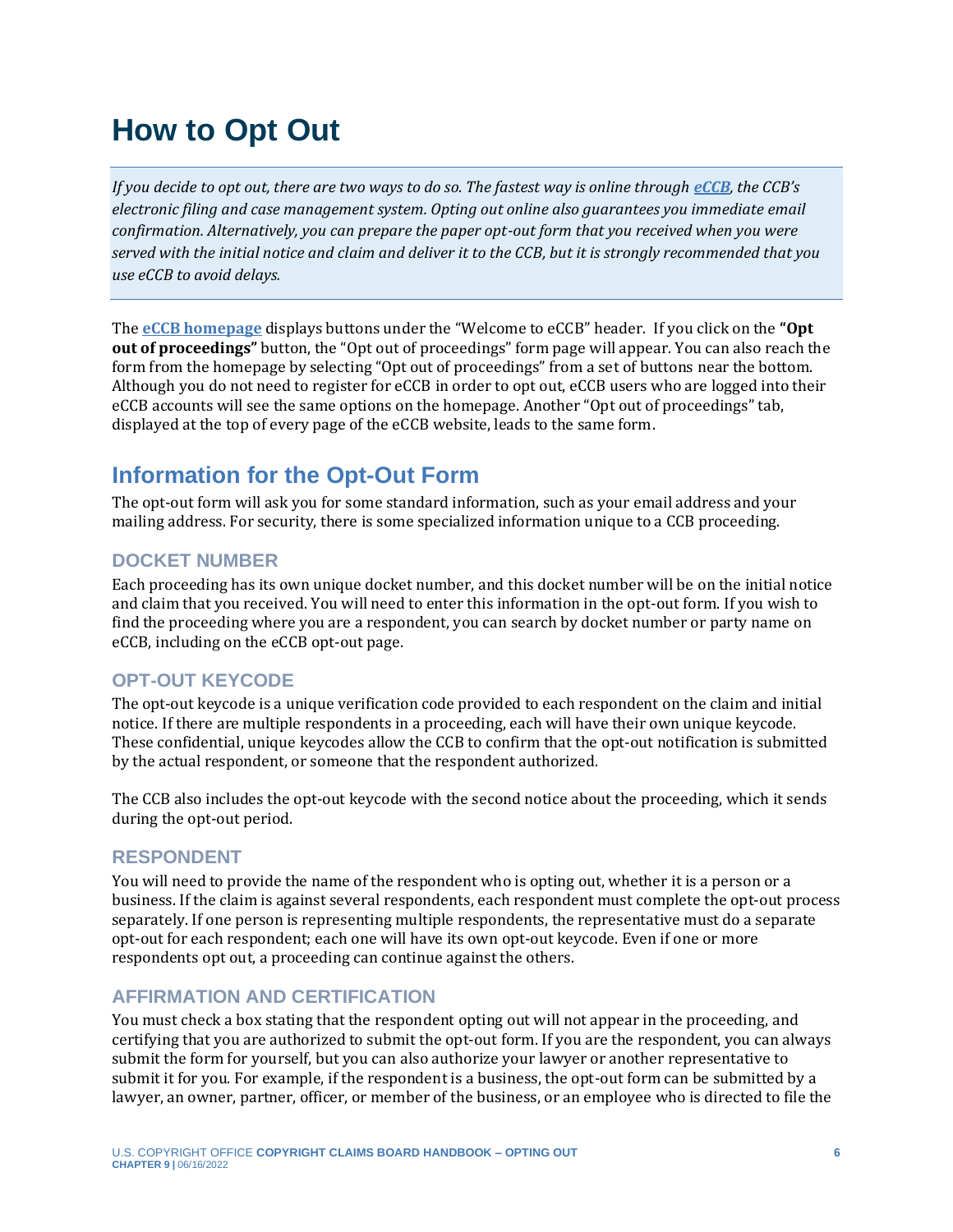# How to Opt Out

*If you decide to opt out, there are two ways to do so. The fastest way is online through **eCCB**, the CCB's electronic filing and case management system. Opting out online also guarantees you immediate email confirmation. Alternatively, you can prepare the paper opt-out form that you received when you were served with the initial notice and claim and deliver it to the CCB, but it is strongly recommended that you use eCCB to avoid delays.*

The **eCCB homepage** displays buttons under the "Welcome to eCCB" header. If you click on the **"Opt out of proceedings"** button, the "Opt out of proceedings" form page will appear. You can also reach the form from the homepage by selecting "Opt out of proceedings" from a set of buttons near the bottom. Although you do not need to register for eCCB in order to opt out, eCCB users who are logged into their eCCB accounts will see the same options on the homepage. Another "Opt out of proceedings" tab, displayed at the top of every page of the eCCB website, leads to the same form.

## Information for the Opt-Out Form

The opt-out form will ask you for some standard information, such as your email address and your mailing address. For security, there is some specialized information unique to a CCB proceeding.

### DOCKET NUMBER

Each proceeding has its own unique docket number, and this docket number will be on the initial notice and claim that you received. You will need to enter this information in the opt-out form. If you wish to find the proceeding where you are a respondent, you can search by docket number or party name on eCCB, including on the eCCB opt-out page.

### OPT-OUT KEYCODE

The opt-out keycode is a unique verification code provided to each respondent on the claim and initial notice. If there are multiple respondents in a proceeding, each will have their own unique keycode. These confidential, unique keycodes allow the CCB to confirm that the opt-out notification is submitted by the actual respondent, or someone that the respondent authorized.

The CCB also includes the opt-out keycode with the second notice about the proceeding, which it sends during the opt-out period.

### RESPONDENT

You will need to provide the name of the respondent who is opting out, whether it is a person or a business. If the claim is against several respondents, each respondent must complete the opt-out process separately. If one person is representing multiple respondents, the representative must do a separate opt-out for each respondent; each one will have its own opt-out keycode. Even if one or more respondents opt out, a proceeding can continue against the others.

### AFFIRMATION AND CERTIFICATION

You must check a box stating that the respondent opting out will not appear in the proceeding, and certifying that you are authorized to submit the opt-out form. If you are the respondent, you can always submit the form for yourself, but you can also authorize your lawyer or another representative to submit it for you. For example, if the respondent is a business, the opt-out form can be submitted by a lawyer, an owner, partner, officer, or member of the business, or an employee who is directed to file the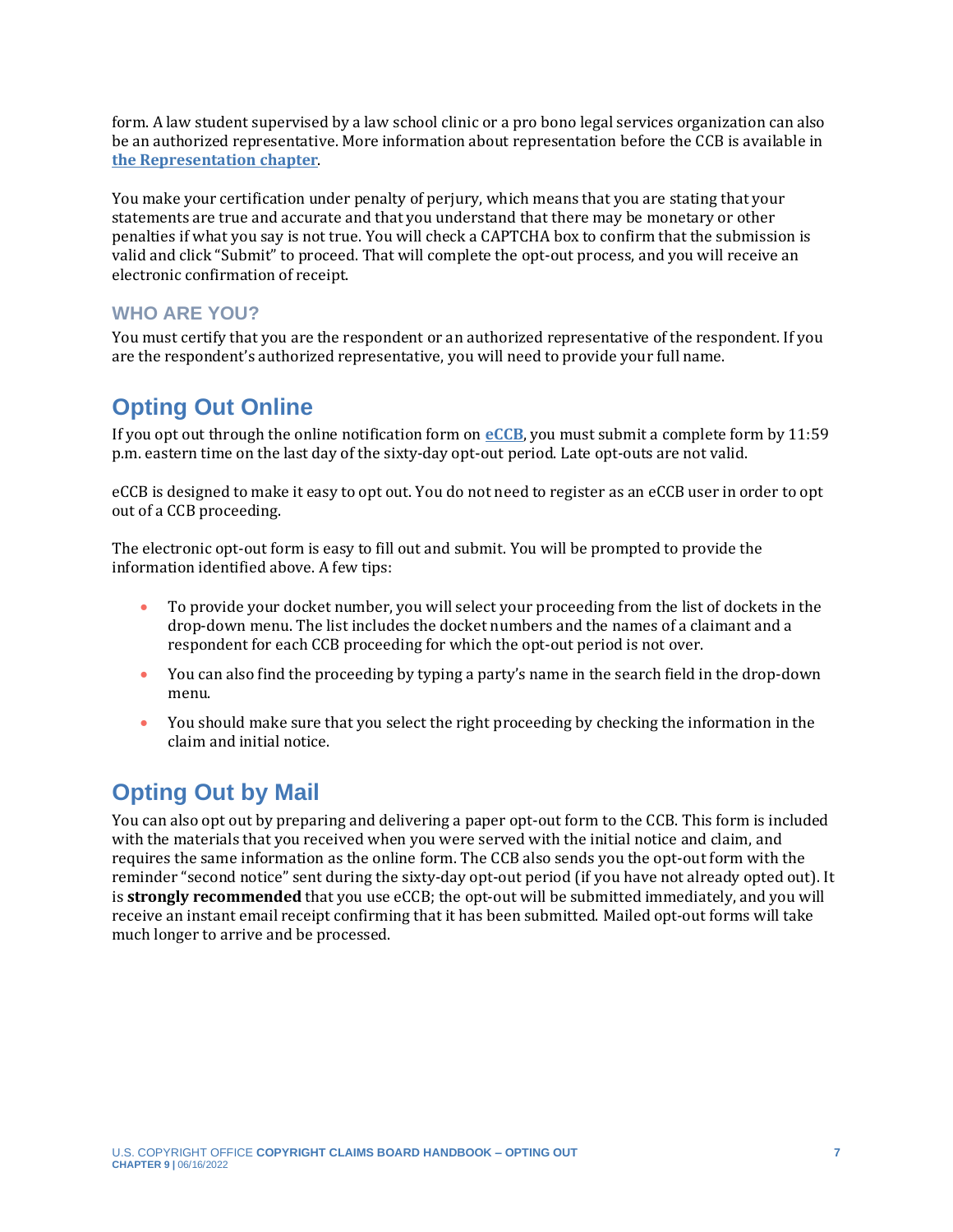form. A law student supervised by a law school clinic or a pro bono legal services organization can also be an authorized representative. More information about representation before the CCB is available in [the Representation chapter](#).

You make your certification under penalty of perjury, which means that you are stating that your statements are true and accurate and that you understand that there may be monetary or other penalties if what you say is not true. You will check a CAPTCHA box to confirm that the submission is valid and click "Submit" to proceed. That will complete the opt-out process, and you will receive an electronic confirmation of receipt.

### WHO ARE YOU?

You must certify that you are the respondent or an authorized representative of the respondent. If you are the respondent's authorized representative, you will need to provide your full name.

## Opting Out Online

If you opt out through the online notification form on [eCCB](#), you must submit a complete form by 11:59 p.m. eastern time on the last day of the sixty-day opt-out period. Late opt-outs are not valid.

eCCB is designed to make it easy to opt out. You do not need to register as an eCCB user in order to opt out of a CCB proceeding.

The electronic opt-out form is easy to fill out and submit. You will be prompted to provide the information identified above. A few tips:

- To provide your docket number, you will select your proceeding from the list of dockets in the drop-down menu. The list includes the docket numbers and the names of a claimant and a respondent for each CCB proceeding for which the opt-out period is not over.
- You can also find the proceeding by typing a party's name in the search field in the drop-down menu.
- You should make sure that you select the right proceeding by checking the information in the claim and initial notice.

## Opting Out by Mail

You can also opt out by preparing and delivering a paper opt-out form to the CCB. This form is included with the materials that you received when you were served with the initial notice and claim, and requires the same information as the online form. The CCB also sends you the opt-out form with the reminder "second notice" sent during the sixty-day opt-out period (if you have not already opted out). It is **strongly recommended** that you use eCCB; the opt-out will be submitted immediately, and you will receive an instant email receipt confirming that it has been submitted. Mailed opt-out forms will take much longer to arrive and be processed.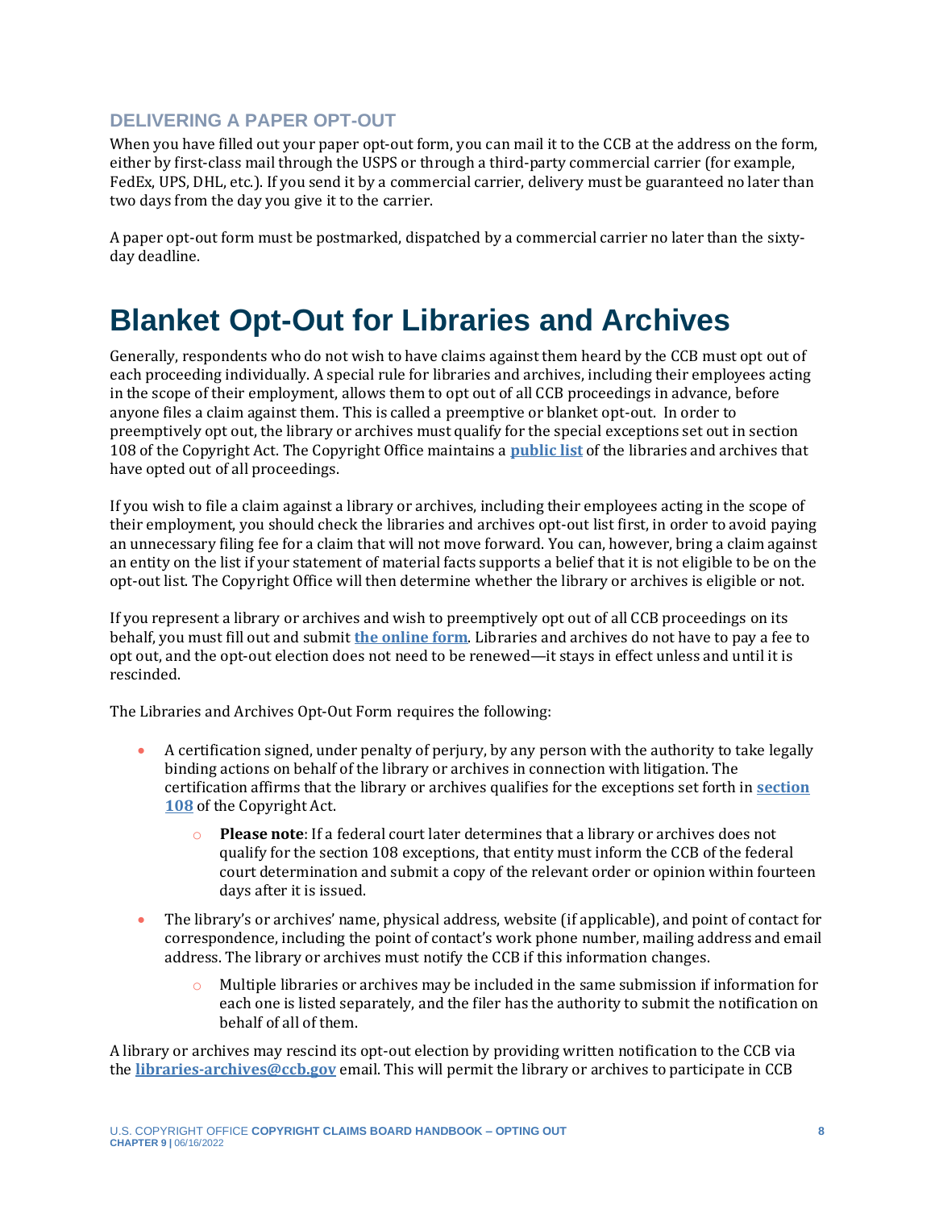### DELIVERING A PAPER OPT-OUT

When you have filled out your paper opt-out form, you can mail it to the CCB at the address on the form, either by first-class mail through the USPS or through a third-party commercial carrier (for example, FedEx, UPS, DHL, etc.). If you send it by a commercial carrier, delivery must be guaranteed no later than two days from the day you give it to the carrier.

A paper opt-out form must be postmarked, dispatched by a commercial carrier no later than the sixty-day deadline.

# Blanket Opt-Out for Libraries and Archives

Generally, respondents who do not wish to have claims against them heard by the CCB must opt out of each proceeding individually. A special rule for libraries and archives, including their employees acting in the scope of their employment, allows them to opt out of all CCB proceedings in advance, before anyone files a claim against them. This is called a preemptive or blanket opt-out. In order to preemptively opt out, the library or archives must qualify for the special exceptions set out in section 108 of the Copyright Act. The Copyright Office maintains a **public list** of the libraries and archives that have opted out of all proceedings.

If you wish to file a claim against a library or archives, including their employees acting in the scope of their employment, you should check the libraries and archives opt-out list first, in order to avoid paying an unnecessary filing fee for a claim that will not move forward. You can, however, bring a claim against an entity on the list if your statement of material facts supports a belief that it is not eligible to be on the opt-out list. The Copyright Office will then determine whether the library or archives is eligible or not.

If you represent a library or archives and wish to preemptively opt out of all CCB proceedings on its behalf, you must fill out and submit **the online form**. Libraries and archives do not have to pay a fee to opt out, and the opt-out election does not need to be renewed—it stays in effect unless and until it is rescinded.

The Libraries and Archives Opt-Out Form requires the following:

- A certification signed, under penalty of perjury, by any person with the authority to take legally binding actions on behalf of the library or archives in connection with litigation. The certification affirms that the library or archives qualifies for the exceptions set forth in **section 108** of the Copyright Act.
  - **Please note**: If a federal court later determines that a library or archives does not qualify for the section 108 exceptions, that entity must inform the CCB of the federal court determination and submit a copy of the relevant order or opinion within fourteen days after it is issued.
- The library's or archives' name, physical address, website (if applicable), and point of contact for correspondence, including the point of contact's work phone number, mailing address and email address. The library or archives must notify the CCB if this information changes.
  - Multiple libraries or archives may be included in the same submission if information for each one is listed separately, and the filer has the authority to submit the notification on behalf of all of them.

A library or archives may rescind its opt-out election by providing written notification to the CCB via the **libraries-archives@ccb.gov** email. This will permit the library or archives to participate in CCB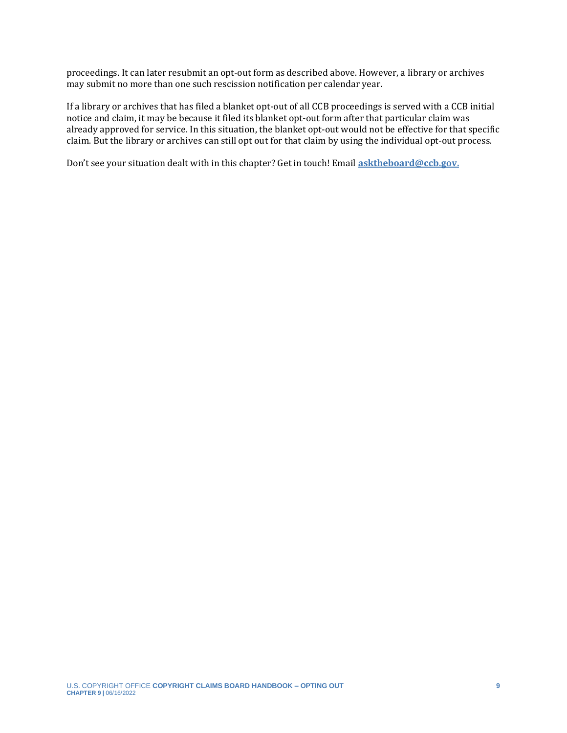proceedings. It can later resubmit an opt-out form as described above. However, a library or archives may submit no more than one such rescission notification per calendar year.

If a library or archives that has filed a blanket opt-out of all CCB proceedings is served with a CCB initial notice and claim, it may be because it filed its blanket opt-out form after that particular claim was already approved for service. In this situation, the blanket opt-out would not be effective for that specific claim. But the library or archives can still opt out for that claim by using the individual opt-out process.

Don't see your situation dealt with in this chapter? Get in touch! Email **asktheboard@ccb.gov.**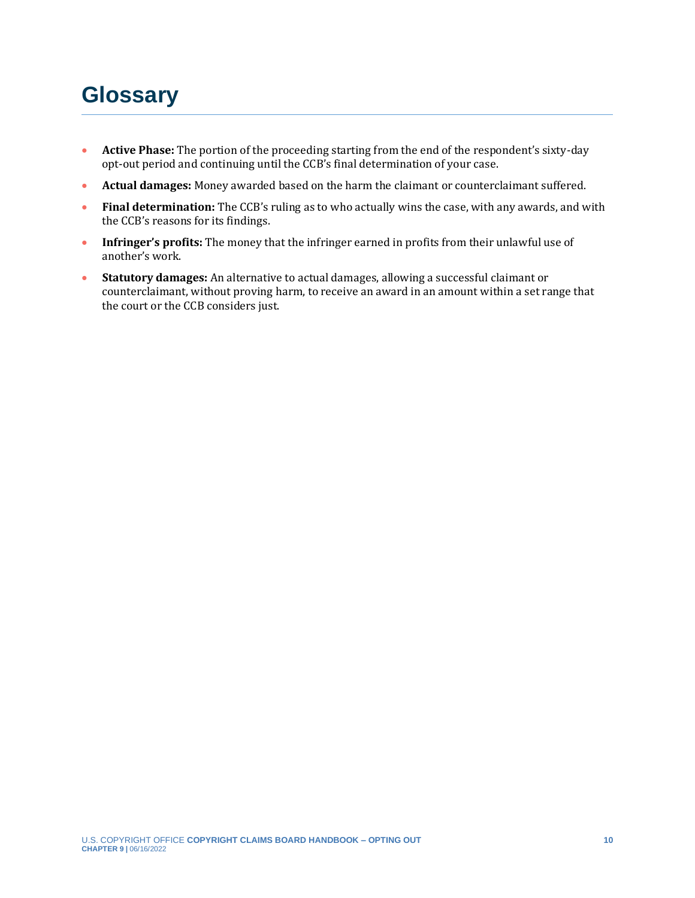# Glossary

- **Active Phase:** The portion of the proceeding starting from the end of the respondent's sixty-day opt-out period and continuing until the CCB's final determination of your case.
- **Actual damages:** Money awarded based on the harm the claimant or counterclaimant suffered.
- **Final determination:** The CCB's ruling as to who actually wins the case, with any awards, and with the CCB's reasons for its findings.
- **Infringer's profits:** The money that the infringer earned in profits from their unlawful use of another's work.
- **Statutory damages:** An alternative to actual damages, allowing a successful claimant or counterclaimant, without proving harm, to receive an award in an amount within a set range that the court or the CCB considers just.